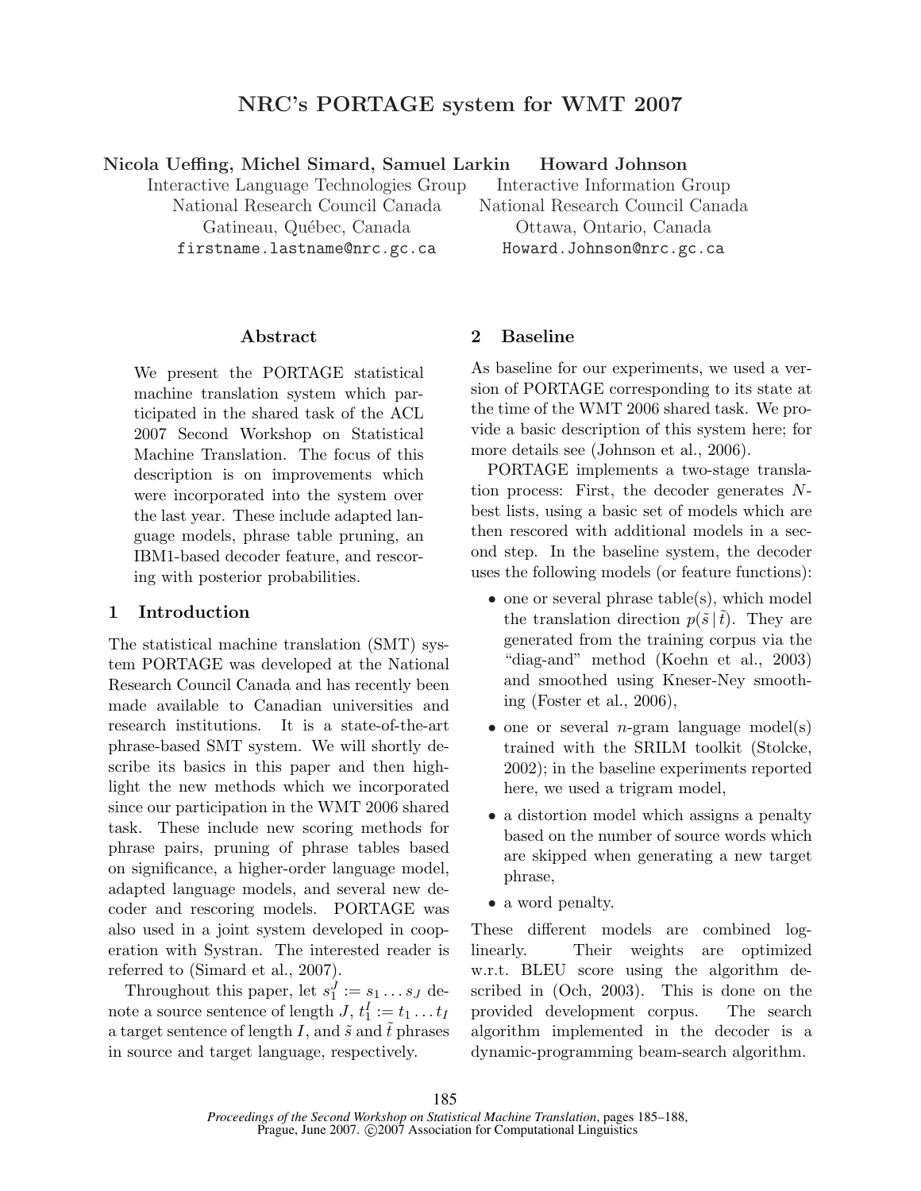# NRC's PORTAGE system for WMT 2007

**Nicola Ueffing, Michel Simard, Samuel Larkin**
Interactive Language Technologies Group
National Research Council Canada
Gatineau, Québec, Canada
firstname.lastname@nrc.gc.ca

**Howard Johnson**
Interactive Information Group
National Research Council Canada
Ottawa, Ontario, Canada
Howard.Johnson@nrc.gc.ca

## Abstract

We present the PORTAGE statistical machine translation system which participated in the shared task of the ACL 2007 Second Workshop on Statistical Machine Translation. The focus of this description is on improvements which were incorporated into the system over the last year. These include adapted language models, phrase table pruning, an IBM1-based decoder feature, and rescoring with posterior probabilities.

## 1 Introduction

The statistical machine translation (SMT) system PORTAGE was developed at the National Research Council Canada and has recently been made available to Canadian universities and research institutions. It is a state-of-the-art phrase-based SMT system. We will shortly describe its basics in this paper and then highlight the new methods which we incorporated since our participation in the WMT 2006 shared task. These include new scoring methods for phrase pairs, pruning of phrase tables based on significance, a higher-order language model, adapted language models, and several new decoder and rescoring models. PORTAGE was also used in a joint system developed in cooperation with Systran. The interested reader is referred to (Simard et al., 2007).

Throughout this paper, let $s_1^J := s_1 \ldots s_J$ denote a source sentence of length $J$, $t_1^I := t_1 \ldots t_I$ a target sentence of length $I$, and $\tilde{s}$ and $\tilde{t}$ phrases in source and target language, respectively.

## 2 Baseline

As baseline for our experiments, we used a version of PORTAGE corresponding to its state at the time of the WMT 2006 shared task. We provide a basic description of this system here; for more details see (Johnson et al., 2006).

PORTAGE implements a two-stage translation process: First, the decoder generates $N$-best lists, using a basic set of models which are then rescored with additional models in a second step. In the baseline system, the decoder uses the following models (or feature functions):

- one or several phrase table(s), which model the translation direction $p(\tilde{s} \,|\, \tilde{t})$. They are generated from the training corpus via the "diag-and" method (Koehn et al., 2003) and smoothed using Kneser-Ney smoothing (Foster et al., 2006),
- one or several $n$-gram language model(s) trained with the SRILM toolkit (Stolcke, 2002); in the baseline experiments reported here, we used a trigram model,
- a distortion model which assigns a penalty based on the number of source words which are skipped when generating a new target phrase,
- a word penalty.

These different models are combined log-linearly. Their weights are optimized w.r.t. BLEU score using the algorithm described in (Och, 2003). This is done on the provided development corpus. The search algorithm implemented in the decoder is a dynamic-programming beam-search algorithm.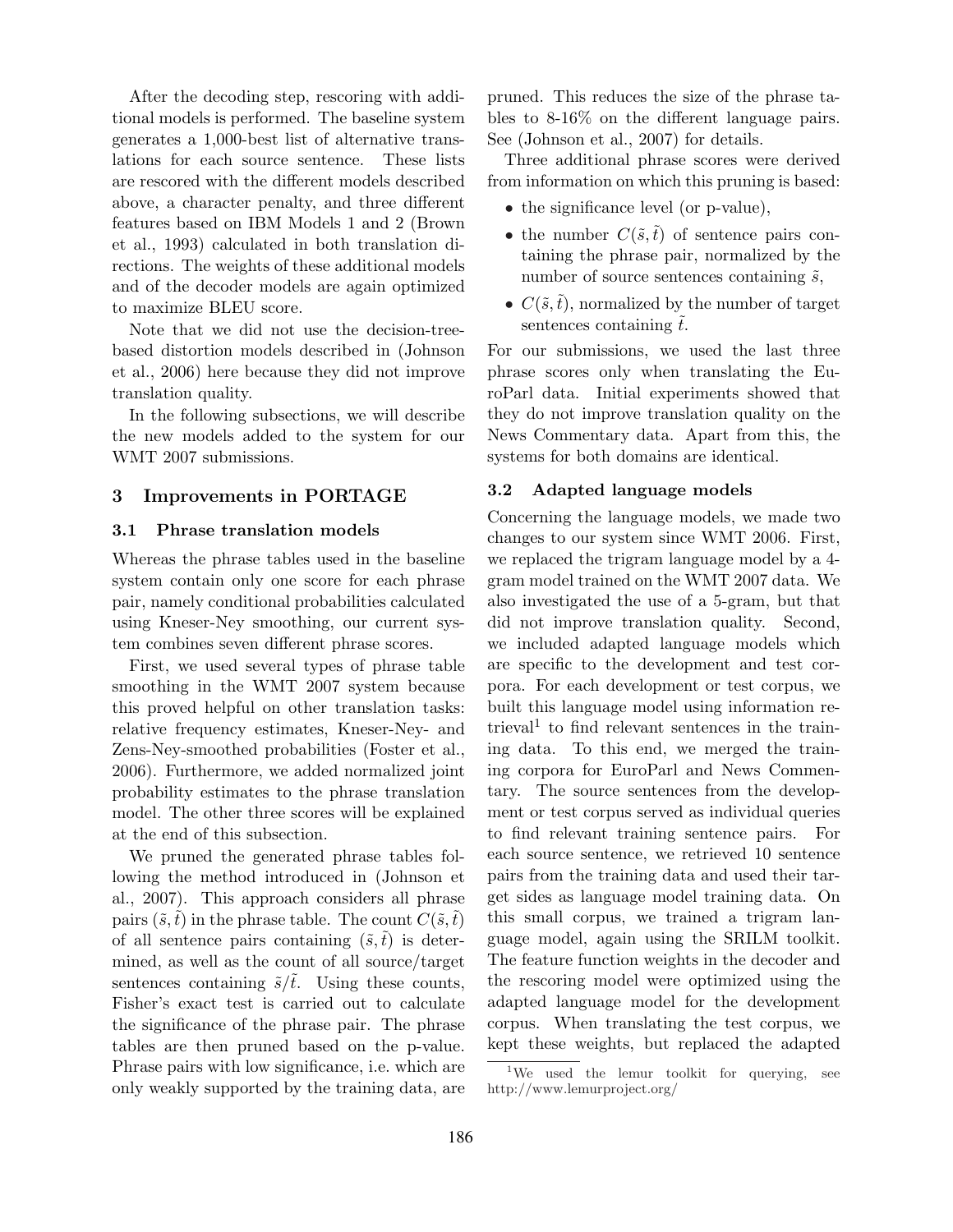After the decoding step, rescoring with additional models is performed. The baseline system generates a 1,000-best list of alternative translations for each source sentence. These lists are rescored with the different models described above, a character penalty, and three different features based on IBM Models 1 and 2 (Brown et al., 1993) calculated in both translation directions. The weights of these additional models and of the decoder models are again optimized to maximize BLEU score.

Note that we did not use the decision-tree-based distortion models described in (Johnson et al., 2006) here because they did not improve translation quality.

In the following subsections, we will describe the new models added to the system for our WMT 2007 submissions.

## 3 Improvements in PORTAGE

### 3.1 Phrase translation models

Whereas the phrase tables used in the baseline system contain only one score for each phrase pair, namely conditional probabilities calculated using Kneser-Ney smoothing, our current system combines seven different phrase scores.

First, we used several types of phrase table smoothing in the WMT 2007 system because this proved helpful on other translation tasks: relative frequency estimates, Kneser-Ney- and Zens-Ney-smoothed probabilities (Foster et al., 2006). Furthermore, we added normalized joint probability estimates to the phrase translation model. The other three scores will be explained at the end of this subsection.

We pruned the generated phrase tables following the method introduced in (Johnson et al., 2007). This approach considers all phrase pairs $(\tilde{s}, \tilde{t})$ in the phrase table. The count $C(\tilde{s}, \tilde{t})$ of all sentence pairs containing $(\tilde{s}, \tilde{t})$ is determined, as well as the count of all source/target sentences containing $\tilde{s}/\tilde{t}$. Using these counts, Fisher's exact test is carried out to calculate the significance of the phrase pair. The phrase tables are then pruned based on the p-value. Phrase pairs with low significance, i.e. which are only weakly supported by the training data, are pruned. This reduces the size of the phrase tables to 8-16% on the different language pairs. See (Johnson et al., 2007) for details.

Three additional phrase scores were derived from information on which this pruning is based:

- the significance level (or p-value),
- the number $C(\tilde{s}, \tilde{t})$ of sentence pairs containing the phrase pair, normalized by the number of source sentences containing $\tilde{s}$,
- $C(\tilde{s}, \tilde{t})$, normalized by the number of target sentences containing $\tilde{t}$.

For our submissions, we used the last three phrase scores only when translating the EuroParl data. Initial experiments showed that they do not improve translation quality on the News Commentary data. Apart from this, the systems for both domains are identical.

### 3.2 Adapted language models

Concerning the language models, we made two changes to our system since WMT 2006. First, we replaced the trigram language model by a 4-gram model trained on the WMT 2007 data. We also investigated the use of a 5-gram, but that did not improve translation quality. Second, we included adapted language models which are specific to the development and test corpora. For each development or test corpus, we built this language model using information retrieval[1] to find relevant sentences in the training data. To this end, we merged the training corpora for EuroParl and News Commentary. The source sentences from the development or test corpus served as individual queries to find relevant training sentence pairs. For each source sentence, we retrieved 10 sentence pairs from the training data and used their target sides as language model training data. On this small corpus, we trained a trigram language model, again using the SRILM toolkit. The feature function weights in the decoder and the rescoring model were optimized using the adapted language model for the development corpus. When translating the test corpus, we kept these weights, but replaced the adapted

[1] We used the lemur toolkit for querying, see http://www.lemurproject.org/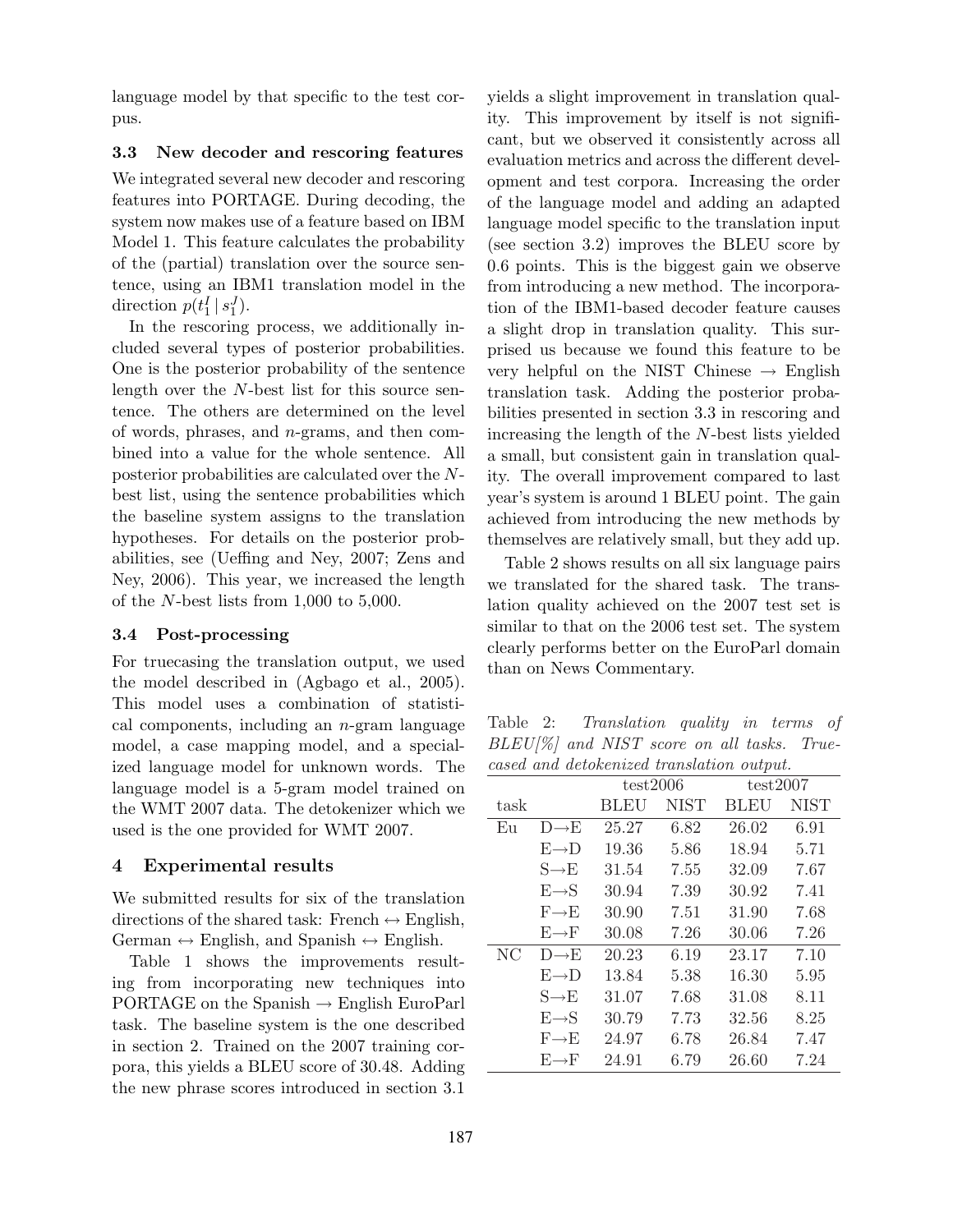language model by that specific to the test corpus.

### 3.3 New decoder and rescoring features

We integrated several new decoder and rescoring features into PORTAGE. During decoding, the system now makes use of a feature based on IBM Model 1. This feature calculates the probability of the (partial) translation over the source sentence, using an IBM1 translation model in the direction $p(t_1^I \mid s_1^J)$.

In the rescoring process, we additionally included several types of posterior probabilities. One is the posterior probability of the sentence length over the $N$-best list for this source sentence. The others are determined on the level of words, phrases, and $n$-grams, and then combined into a value for the whole sentence. All posterior probabilities are calculated over the $N$-best list, using the sentence probabilities which the baseline system assigns to the translation hypotheses. For details on the posterior probabilities, see (Ueffing and Ney, 2007; Zens and Ney, 2006). This year, we increased the length of the $N$-best lists from 1,000 to 5,000.

### 3.4 Post-processing

For truecasing the translation output, we used the model described in (Agbago et al., 2005). This model uses a combination of statistical components, including an $n$-gram language model, a case mapping model, and a specialized language model for unknown words. The language model is a 5-gram model trained on the WMT 2007 data. The detokenizer which we used is the one provided for WMT 2007.

## 4 Experimental results

We submitted results for six of the translation directions of the shared task: French ↔ English, German ↔ English, and Spanish ↔ English.

Table 1 shows the improvements resulting from incorporating new techniques into PORTAGE on the Spanish → English EuroParl task. The baseline system is the one described in section 2. Trained on the 2007 training corpora, this yields a BLEU score of 30.48. Adding the new phrase scores introduced in section 3.1 yields a slight improvement in translation quality. This improvement by itself is not significant, but we observed it consistently across all evaluation metrics and across the different development and test corpora. Increasing the order of the language model and adding an adapted language model specific to the translation input (see section 3.2) improves the BLEU score by 0.6 points. This is the biggest gain we observe from introducing a new method. The incorporation of the IBM1-based decoder feature causes a slight drop in translation quality. This surprised us because we found this feature to be very helpful on the NIST Chinese → English translation task. Adding the posterior probabilities presented in section 3.3 in rescoring and increasing the length of the $N$-best lists yielded a small, but consistent gain in translation quality. The overall improvement compared to last year's system is around 1 BLEU point. The gain achieved from introducing the new methods by themselves are relatively small, but they add up.

Table 2 shows results on all six language pairs we translated for the shared task. The translation quality achieved on the 2007 test set is similar to that on the 2006 test set. The system clearly performs better on the EuroParl domain than on News Commentary.

Table 2: *Translation quality in terms of BLEU[%] and NIST score on all tasks. Truecased and detokenized translation output.*

| | | test2006 | | test2007 | |
|---|---|---|---|---|---|
| task | | BLEU | NIST | BLEU | NIST |
| Eu | D→E | 25.27 | 6.82 | 26.02 | 6.91 |
| | E→D | 19.36 | 5.86 | 18.94 | 5.71 |
| | S→E | 31.54 | 7.55 | 32.09 | 7.67 |
| | E→S | 30.94 | 7.39 | 30.92 | 7.41 |
| | F→E | 30.90 | 7.51 | 31.90 | 7.68 |
| | E→F | 30.08 | 7.26 | 30.06 | 7.26 |
| NC | D→E | 20.23 | 6.19 | 23.17 | 7.10 |
| | E→D | 13.84 | 5.38 | 16.30 | 5.95 |
| | S→E | 31.07 | 7.68 | 31.08 | 8.11 |
| | E→S | 30.79 | 7.73 | 32.56 | 8.25 |
| | F→E | 24.97 | 6.78 | 26.84 | 7.47 |
| | E→F | 24.91 | 6.79 | 26.60 | 7.24 |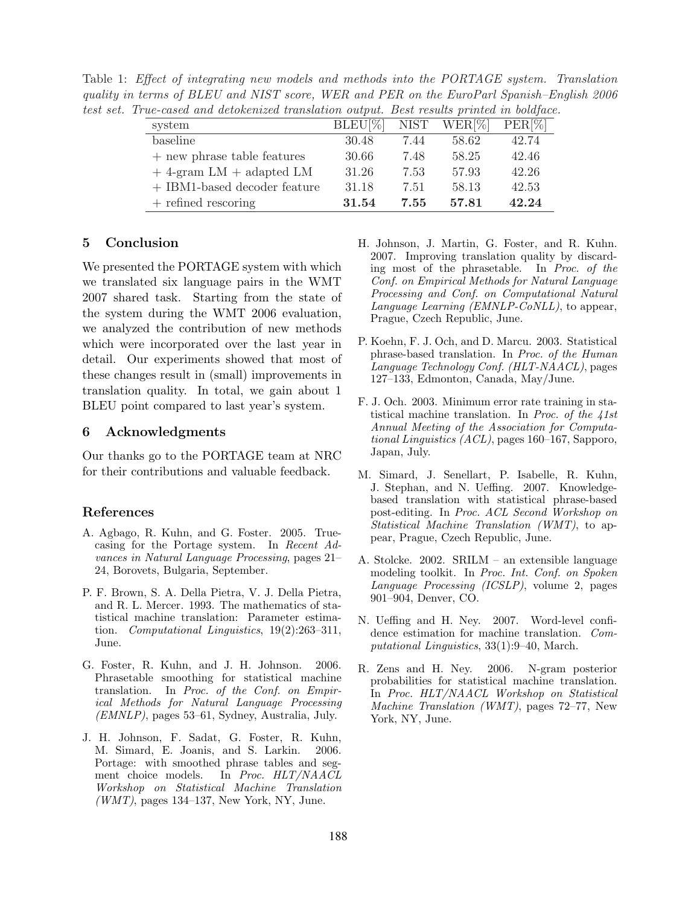Table 1: *Effect of integrating new models and methods into the PORTAGE system. Translation quality in terms of BLEU and NIST score, WER and PER on the EuroParl Spanish–English 2006 test set. True-cased and detokenized translation output. Best results printed in boldface.*

| system | BLEU[%] | NIST | WER[%] | PER[%] |
|---|---|---|---|---|
| baseline | 30.48 | 7.44 | 58.62 | 42.74 |
| + new phrase table features | 30.66 | 7.48 | 58.25 | 42.46 |
| + 4-gram LM + adapted LM | 31.26 | 7.53 | 57.93 | 42.26 |
| + IBM1-based decoder feature | 31.18 | 7.51 | 58.13 | 42.53 |
| + refined rescoring | **31.54** | **7.55** | **57.81** | **42.24** |

## 5 Conclusion

We presented the PORTAGE system with which we translated six language pairs in the WMT 2007 shared task. Starting from the state of the system during the WMT 2006 evaluation, we analyzed the contribution of new methods which were incorporated over the last year in detail. Our experiments showed that most of these changes result in (small) improvements in translation quality. In total, we gain about 1 BLEU point compared to last year's system.

## 6 Acknowledgments

Our thanks go to the PORTAGE team at NRC for their contributions and valuable feedback.

## References

A. Agbago, R. Kuhn, and G. Foster. 2005. Truecasing for the Portage system. In *Recent Advances in Natural Language Processing*, pages 21–24, Borovets, Bulgaria, September.

P. F. Brown, S. A. Della Pietra, V. J. Della Pietra, and R. L. Mercer. 1993. The mathematics of statistical machine translation: Parameter estimation. *Computational Linguistics*, 19(2):263–311, June.

G. Foster, R. Kuhn, and J. H. Johnson. 2006. Phrasetable smoothing for statistical machine translation. In *Proc. of the Conf. on Empirical Methods for Natural Language Processing (EMNLP)*, pages 53–61, Sydney, Australia, July.

J. H. Johnson, F. Sadat, G. Foster, R. Kuhn, M. Simard, E. Joanis, and S. Larkin. 2006. Portage: with smoothed phrase tables and segment choice models. In *Proc. HLT/NAACL Workshop on Statistical Machine Translation (WMT)*, pages 134–137, New York, NY, June.

H. Johnson, J. Martin, G. Foster, and R. Kuhn. 2007. Improving translation quality by discarding most of the phrasetable. In *Proc. of the Conf. on Empirical Methods for Natural Language Processing and Conf. on Computational Natural Language Learning (EMNLP-CoNLL)*, to appear, Prague, Czech Republic, June.

P. Koehn, F. J. Och, and D. Marcu. 2003. Statistical phrase-based translation. In *Proc. of the Human Language Technology Conf. (HLT-NAACL)*, pages 127–133, Edmonton, Canada, May/June.

F. J. Och. 2003. Minimum error rate training in statistical machine translation. In *Proc. of the 41st Annual Meeting of the Association for Computational Linguistics (ACL)*, pages 160–167, Sapporo, Japan, July.

M. Simard, J. Senellart, P. Isabelle, R. Kuhn, J. Stephan, and N. Ueffing. 2007. Knowledge-based translation with statistical phrase-based post-editing. In *Proc. ACL Second Workshop on Statistical Machine Translation (WMT)*, to appear, Prague, Czech Republic, June.

A. Stolcke. 2002. SRILM – an extensible language modeling toolkit. In *Proc. Int. Conf. on Spoken Language Processing (ICSLP)*, volume 2, pages 901–904, Denver, CO.

N. Ueffing and H. Ney. 2007. Word-level confidence estimation for machine translation. *Computational Linguistics*, 33(1):9–40, March.

R. Zens and H. Ney. 2006. N-gram posterior probabilities for statistical machine translation. In *Proc. HLT/NAACL Workshop on Statistical Machine Translation (WMT)*, pages 72–77, New York, NY, June.